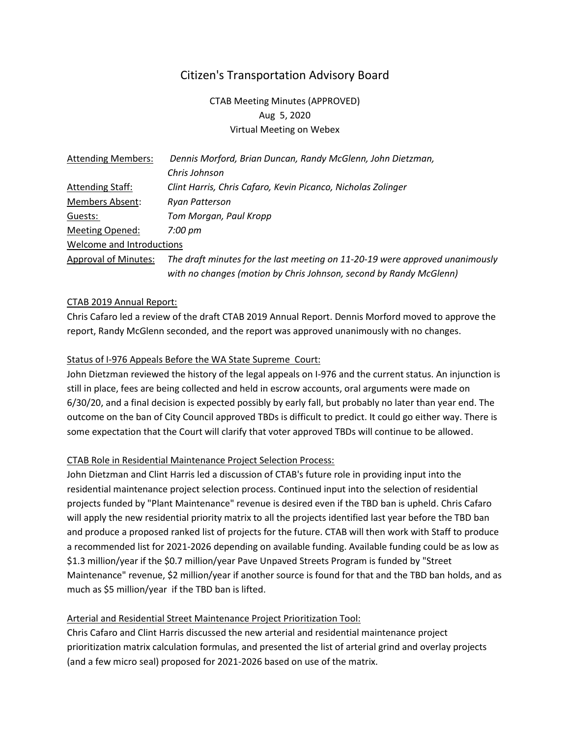# Citizen's Transportation Advisory Board

CTAB Meeting Minutes (APPROVED)
Aug 5, 2020
Virtual Meeting on Webex

| | |
|---|---|
| Attending Members: | *Dennis Morford, Brian Duncan, Randy McGlenn, John Dietzman, Chris Johnson* |
| Attending Staff: | *Clint Harris, Chris Cafaro, Kevin Picanco, Nicholas Zolinger* |
| Members Absent: | *Ryan Patterson* |
| Guests: | *Tom Morgan, Paul Kropp* |
| Meeting Opened: | *7:00 pm* |
| Welcome and Introductions | |
| Approval of Minutes: | *The draft minutes for the last meeting on 11-20-19 were approved unanimously with no changes (motion by Chris Johnson, second by Randy McGlenn)* |

## CTAB 2019 Annual Report:

Chris Cafaro led a review of the draft CTAB 2019 Annual Report. Dennis Morford moved to approve the report, Randy McGlenn seconded, and the report was approved unanimously with no changes.

## Status of I-976 Appeals Before the WA State Supreme Court:

John Dietzman reviewed the history of the legal appeals on I-976 and the current status. An injunction is still in place, fees are being collected and held in escrow accounts, oral arguments were made on 6/30/20, and a final decision is expected possibly by early fall, but probably no later than year end. The outcome on the ban of City Council approved TBDs is difficult to predict. It could go either way. There is some expectation that the Court will clarify that voter approved TBDs will continue to be allowed.

## CTAB Role in Residential Maintenance Project Selection Process:

John Dietzman and Clint Harris led a discussion of CTAB's future role in providing input into the residential maintenance project selection process. Continued input into the selection of residential projects funded by "Plant Maintenance" revenue is desired even if the TBD ban is upheld. Chris Cafaro will apply the new residential priority matrix to all the projects identified last year before the TBD ban and produce a proposed ranked list of projects for the future. CTAB will then work with Staff to produce a recommended list for 2021-2026 depending on available funding. Available funding could be as low as \$1.3 million/year if the \$0.7 million/year Pave Unpaved Streets Program is funded by "Street Maintenance" revenue, \$2 million/year if another source is found for that and the TBD ban holds, and as much as \$5 million/year if the TBD ban is lifted.

## Arterial and Residential Street Maintenance Project Prioritization Tool:

Chris Cafaro and Clint Harris discussed the new arterial and residential maintenance project prioritization matrix calculation formulas, and presented the list of arterial grind and overlay projects (and a few micro seal) proposed for 2021-2026 based on use of the matrix.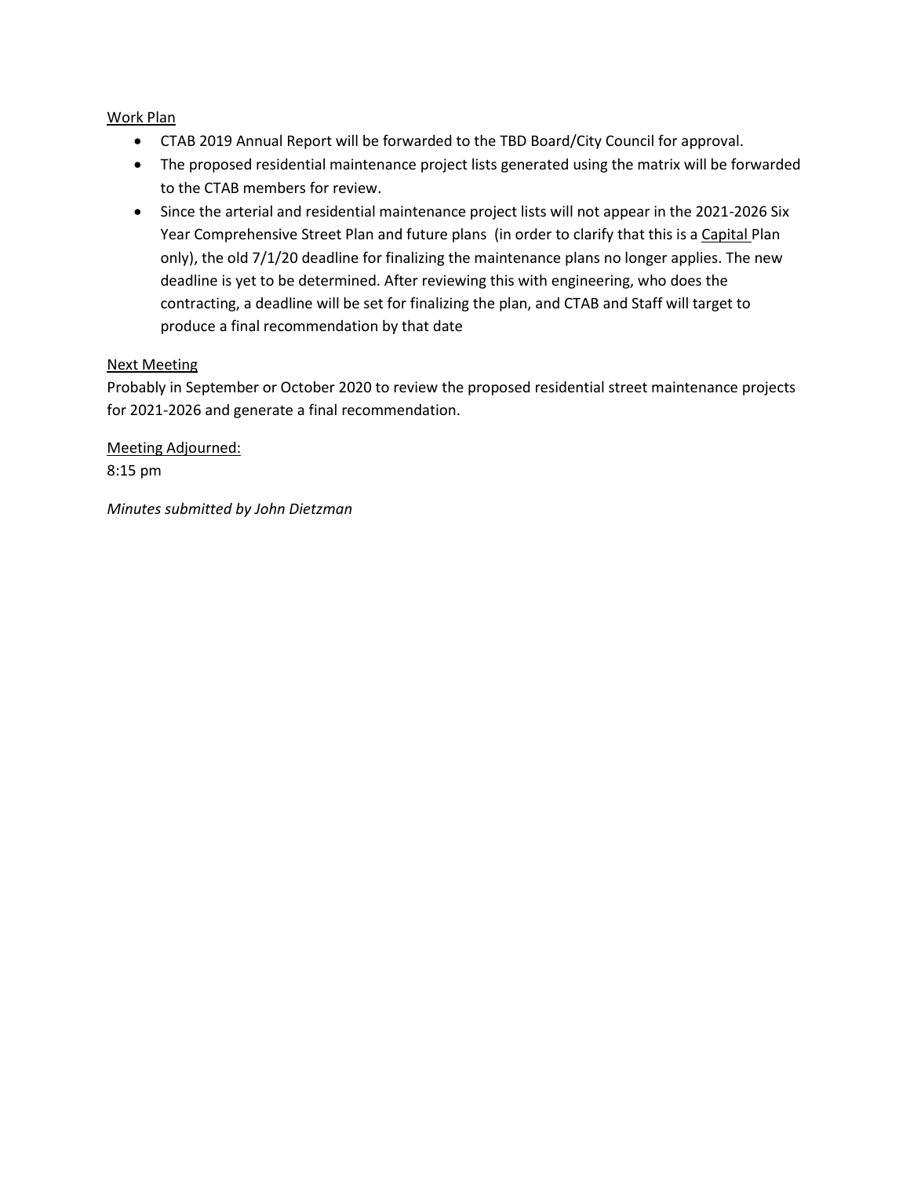Work Plan

- CTAB 2019 Annual Report will be forwarded to the TBD Board/City Council for approval.
- The proposed residential maintenance project lists generated using the matrix will be forwarded to the CTAB members for review.
- Since the arterial and residential maintenance project lists will not appear in the 2021-2026 Six Year Comprehensive Street Plan and future plans (in order to clarify that this is a Capital Plan only), the old 7/1/20 deadline for finalizing the maintenance plans no longer applies. The new deadline is yet to be determined. After reviewing this with engineering, who does the contracting, a deadline will be set for finalizing the plan, and CTAB and Staff will target to produce a final recommendation by that date

Next Meeting

Probably in September or October 2020 to review the proposed residential street maintenance projects for 2021-2026 and generate a final recommendation.

Meeting Adjourned:

8:15 pm

*Minutes submitted by John Dietzman*